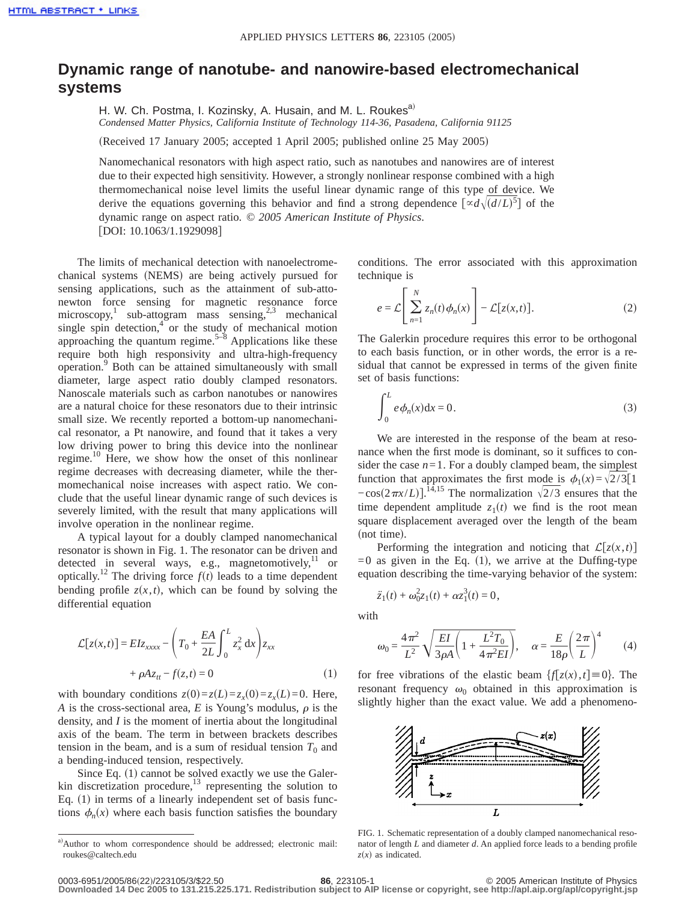# Dynamic range of nanotube- and nanowire-based electromechanical systems

H. W. Ch. Postma, I. Kozinsky, A. Husain, and M. L. Roukes[a)]

*Condensed Matter Physics, California Institute of Technology 114-36, Pasadena, California 91125*

(Received 17 January 2005; accepted 1 April 2005; published online 25 May 2005)

Nanomechanical resonators with high aspect ratio, such as nanotubes and nanowires are of interest due to their expected high sensitivity. However, a strongly nonlinear response combined with a high thermomechanical noise level limits the useful linear dynamic range of this type of device. We derive the equations governing this behavior and find a strong dependence $[\propto d\sqrt{(d/L)^5}]$ of the dynamic range on aspect ratio. © *2005 American Institute of Physics*. [DOI: 10.1063/1.1929098]

The limits of mechanical detection with nanoelectromechanical systems (NEMS) are being actively pursued for sensing applications, such as the attainment of sub-attonewton force sensing for magnetic resonance force microscopy,[1] sub-attogram mass sensing,[2,3] mechanical single spin detection,[4] or the study of mechanical motion approaching the quantum regime.[5–8] Applications like these require both high responsivity and ultra-high-frequency operation.[9] Both can be attained simultaneously with small diameter, large aspect ratio doubly clamped resonators. Nanoscale materials such as carbon nanotubes or nanowires are a natural choice for these resonators due to their intrinsic small size. We recently reported a bottom-up nanomechanical resonator, a Pt nanowire, and found that it takes a very low driving power to bring this device into the nonlinear regime.[10] Here, we show how the onset of this nonlinear regime decreases with decreasing diameter, while the thermomechanical noise increases with aspect ratio. We conclude that the useful linear dynamic range of such devices is severely limited, with the result that many applications will involve operation in the nonlinear regime.

A typical layout for a doubly clamped nanomechanical resonator is shown in Fig. 1. The resonator can be driven and detected in several ways, e.g., magnetomotively,[11] or optically.[12] The driving force $f(t)$ leads to a time dependent bending profile $z(x,t)$, which can be found by solving the differential equation

$$\mathcal{L}[z(x,t)] = EIz_{xxxx} - \left(T_0 + \frac{EA}{2L}\int_0^L z_x^2\,\mathrm{d}x\right)z_{xx} + \rho A z_{tt} - f(z,t) = 0 \tag{1}$$

with boundary conditions $z(0)=z(L)=z_x(0)=z_x(L)=0$. Here, $A$ is the cross-sectional area, $E$ is Young's modulus, $\rho$ is the density, and $I$ is the moment of inertia about the longitudinal axis of the beam. The term in between brackets describes tension in the beam, and is a sum of residual tension $T_0$ and a bending-induced tension, respectively.

Since Eq. (1) cannot be solved exactly we use the Galerkin discretization procedure,[13] representing the solution to Eq. (1) in terms of a linearly independent set of basis functions $\phi_n(x)$ where each basis function satisfies the boundary conditions. The error associated with this approximation technique is

$$e = \mathcal{L}\left[\sum_{n=1}^{N} z_n(t)\phi_n(x)\right] - \mathcal{L}[z(x,t)]. \tag{2}$$

The Galerkin procedure requires this error to be orthogonal to each basis function, or in other words, the error is a residual that cannot be expressed in terms of the given finite set of basis functions:

$$\int_0^L e\phi_n(x)\mathrm{d}x = 0. \tag{3}$$

We are interested in the response of the beam at resonance when the first mode is dominant, so it suffices to consider the case $n=1$. For a doubly clamped beam, the simplest function that approximates the first mode is $\phi_1(x)=\sqrt{2/3}[1-\cos(2\pi x/L)]$.[14,15] The normalization $\sqrt{2/3}$ ensures that the time dependent amplitude $z_1(t)$ we find is the root mean square displacement averaged over the length of the beam (not time).

Performing the integration and noticing that $\mathcal{L}[z(x,t)]=0$ as given in the Eq. (1), we arrive at the Duffing-type equation describing the time-varying behavior of the system:

$$\ddot{z}_1(t) + \omega_0^2 z_1(t) + \alpha z_1^3(t) = 0,$$

with

$$\omega_0 = \frac{4\pi^2}{L^2}\sqrt{\frac{EI}{3\rho A}\left(1+\frac{L^2T_0}{4\pi^2 EI}\right)}, \quad \alpha = \frac{E}{18\rho}\left(\frac{2\pi}{L}\right)^4 \tag{4}$$

for free vibrations of the elastic beam $\{f[z(x),t]\equiv 0\}$. The resonant frequency $\omega_0$ obtained in this approximation is slightly higher than the exact value. We add a phenomeno-

FIG. 1. Schematic representation of a doubly clamped nanomechanical resonator of length $L$ and diameter $d$. An applied force leads to a bending profile $z(x)$ as indicated.

[a)]Author to whom correspondence should be addressed; electronic mail: roukes@caltech.edu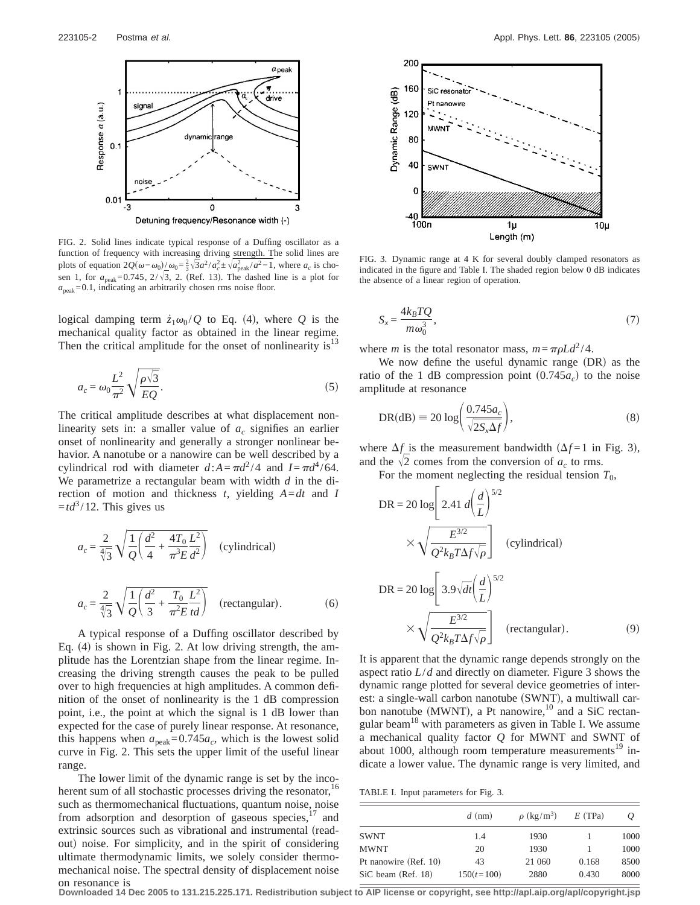FIG. 2. Solid lines indicate typical response of a Duffing oscillator as a function of frequency with increasing driving strength. The solid lines are plots of equation $2Q(\omega-\omega_0)/\omega_0=\frac{2}{3}\sqrt{3}a^2/a_c^2\pm\sqrt{a_{\text{peak}}^2/a^2-1}$, where $a_c$ is chosen 1, for $a_{\text{peak}}=0.745$, $2/\sqrt{3}$, 2. (Ref. 13). The dashed line is a plot for $a_{\text{peak}}=0.1$, indicating an arbitrarily chosen rms noise floor.

logical damping term $\dot{z}_1\omega_0/Q$ to Eq. (4), where $Q$ is the mechanical quality factor as obtained in the linear regime. Then the critical amplitude for the onset of nonlinearity is[13]

$$a_c=\omega_0\frac{L^2}{\pi^2}\sqrt{\frac{\rho\sqrt{3}}{EQ}}. \tag{5}$$

The critical amplitude describes at what displacement nonlinearity sets in: a smaller value of $a_c$ signifies an earlier onset of nonlinearity and generally a stronger nonlinear behavior. A nanotube or a nanowire can be well described by a cylindrical rod with diameter $d$: $A=\pi d^2/4$ and $I=\pi d^4/64$. We parametrize a rectangular beam with width $d$ in the direction of motion and thickness $t$, yielding $A=dt$ and $I=td^3/12$. This gives us

$$a_c=\frac{2}{\sqrt[4]{3}}\sqrt{\frac{1}{Q}\left(\frac{d^2}{4}+\frac{4T_0}{\pi^3E}\frac{L^2}{d^2}\right)}\quad\text{(cylindrical)}$$

$$a_c=\frac{2}{\sqrt[4]{3}}\sqrt{\frac{1}{Q}\left(\frac{d^2}{3}+\frac{T_0}{\pi^2E}\frac{L^2}{td}\right)}\quad\text{(rectangular)}. \tag{6}$$

A typical response of a Duffing oscillator described by Eq. (4) is shown in Fig. 2. At low driving strength, the amplitude has the Lorentzian shape from the linear regime. Increasing the driving strength causes the peak to be pulled over to high frequencies at high amplitudes. A common definition of the onset of nonlinearity is the 1 dB compression point, i.e., the point at which the signal is 1 dB lower than expected for the case of purely linear response. At resonance, this happens when $a_{\text{peak}}=0.745a_c$, which is the lowest solid curve in Fig. 2. This sets the upper limit of the useful linear range.

The lower limit of the dynamic range is set by the incoherent sum of all stochastic processes driving the resonator,[16] such as thermomechanical fluctuations, quantum noise, noise from adsorption and desorption of gaseous species,[17] and extrinsic sources such as vibrational and instrumental (readout) noise. For simplicity, and in the spirit of considering ultimate thermodynamic limits, we solely consider thermomechanical noise. The spectral density of displacement noise on resonance is

FIG. 3. Dynamic range at 4 K for several doubly clamped resonators as indicated in the figure and Table I. The shaded region below 0 dB indicates the absence of a linear region of operation.

$$S_x=\frac{4k_BTQ}{m\omega_0^3}, \tag{7}$$

where $m$ is the total resonator mass, $m=\pi\rho Ld^2/4$.

We now define the useful dynamic range (DR) as the ratio of the 1 dB compression point $(0.745a_c)$ to the noise amplitude at resonance

$$\text{DR(dB)}\equiv 20\log\left(\frac{0.745a_c}{\sqrt{2S_x\Delta f}}\right), \tag{8}$$

where $\Delta f$ is the measurement bandwidth ($\Delta f=1$ in Fig. 3), and the $\sqrt{2}$ comes from the conversion of $a_c$ to rms.

For the moment neglecting the residual tension $T_0$,

$$\text{DR}=20\log\left[2.41\,d\left(\frac{d}{L}\right)^{5/2}\times\sqrt{\frac{E^{3/2}}{Q^2k_BT\Delta f\sqrt{\rho}}}\right]\quad\text{(cylindrical)}$$

$$\text{DR}=20\log\left[3.9\sqrt{dt}\left(\frac{d}{L}\right)^{5/2}\times\sqrt{\frac{E^{3/2}}{Q^2k_BT\Delta f\sqrt{\rho}}}\right]\quad\text{(rectangular)}. \tag{9}$$

It is apparent that the dynamic range depends strongly on the aspect ratio $L/d$ and directly on diameter. Figure 3 shows the dynamic range plotted for several device geometries of interest: a single-wall carbon nanotube (SWNT), a multiwall carbon nanotube (MWNT), a Pt nanowire,[10] and a SiC rectangular beam[18] with parameters as given in Table I. We assume a mechanical quality factor $Q$ for MWNT and SWNT of about 1000, although room temperature measurements[19] indicate a lower value. The dynamic range is very limited, and

TABLE I. Input parameters for Fig. 3.

| | $d$ (nm) | $\rho$ (kg/m$^3$) | $E$ (TPa) | $Q$ |
|---|---|---|---|---|
| SWNT | 1.4 | 1930 | 1 | 1000 |
| MWNT | 20 | 1930 | 1 | 1000 |
| Pt nanowire (Ref. 10) | 43 | 21 060 | 0.168 | 8500 |
| SiC beam (Ref. 18) | 150($t$=100) | 2880 | 0.430 | 8000 |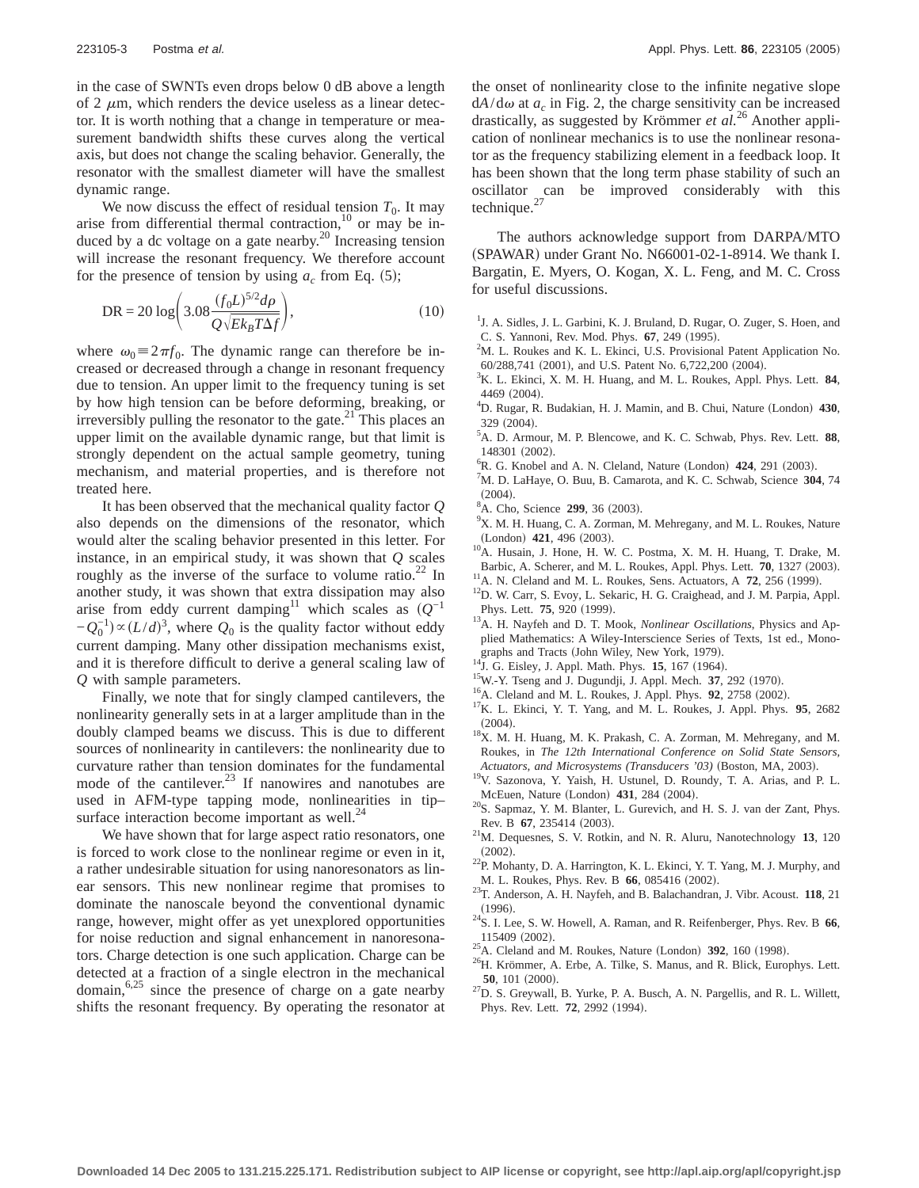in the case of SWNTs even drops below 0 dB above a length of 2 $\mu$m, which renders the device useless as a linear detector. It is worth nothing that a change in temperature or measurement bandwidth shifts these curves along the vertical axis, but does not change the scaling behavior. Generally, the resonator with the smallest diameter will have the smallest dynamic range.

We now discuss the effect of residual tension $T_0$. It may arise from differential thermal contraction,[10] or may be induced by a dc voltage on a gate nearby.[20] Increasing tension will increase the resonant frequency. We therefore account for the presence of tension by using $a_c$ from Eq. (5);

$$\mathrm{DR} = 20 \log\left(3.08 \frac{(f_0 L)^{5/2} d\rho}{Q\sqrt{E k_B T \Delta f}}\right), \tag{10}$$

where $\omega_0 \equiv 2\pi f_0$. The dynamic range can therefore be increased or decreased through a change in resonant frequency due to tension. An upper limit to the frequency tuning is set by how high tension can be before deforming, breaking, or irreversibly pulling the resonator to the gate.[21] This places an upper limit on the available dynamic range, but that limit is strongly dependent on the actual sample geometry, tuning mechanism, and material properties, and is therefore not treated here.

It has been observed that the mechanical quality factor $Q$ also depends on the dimensions of the resonator, which would alter the scaling behavior presented in this letter. For instance, in an empirical study, it was shown that $Q$ scales roughly as the inverse of the surface to volume ratio.[22] In another study, it was shown that extra dissipation may also arise from eddy current damping[11] which scales as $(Q^{-1} - Q_0^{-1}) \propto (L/d)^3$, where $Q_0$ is the quality factor without eddy current damping. Many other dissipation mechanisms exist, and it is therefore difficult to derive a general scaling law of $Q$ with sample parameters.

Finally, we note that for singly clamped cantilevers, the nonlinearity generally sets in at a larger amplitude than in the doubly clamped beams we discuss. This is due to different sources of nonlinearity in cantilevers: the nonlinearity due to curvature rather than tension dominates for the fundamental mode of the cantilever.[23] If nanowires and nanotubes are used in AFM-type tapping mode, nonlinearities in tip–surface interaction become important as well.[24]

We have shown that for large aspect ratio resonators, one is forced to work close to the nonlinear regime or even in it, a rather undesirable situation for using nanoresonators as linear sensors. This new nonlinear regime that promises to dominate the nanoscale beyond the conventional dynamic range, however, might offer as yet unexplored opportunities for noise reduction and signal enhancement in nanoresonators. Charge detection is one such application. Charge can be detected at a fraction of a single electron in the mechanical domain,[6,25] since the presence of charge on a gate nearby shifts the resonant frequency. By operating the resonator at the onset of nonlinearity close to the infinite negative slope $dA/d\omega$ at $a_c$ in Fig. 2, the charge sensitivity can be increased drastically, as suggested by Krömmer *et al.*[26] Another application of nonlinear mechanics is to use the nonlinear resonator as the frequency stabilizing element in a feedback loop. It has been shown that the long term phase stability of such an oscillator can be improved considerably with this technique.[27]

The authors acknowledge support from DARPA/MTO (SPAWAR) under Grant No. N66001-02-1-8914. We thank I. Bargatin, E. Myers, O. Kogan, X. L. Feng, and M. C. Cross for useful discussions.

[1] J. A. Sidles, J. L. Garbini, K. J. Bruland, D. Rugar, O. Zuger, S. Hoen, and C. S. Yannoni, Rev. Mod. Phys. **67**, 249 (1995).
[2] M. L. Roukes and K. L. Ekinci, U.S. Provisional Patent Application No. 60/288,741 (2001), and U.S. Patent No. 6,722,200 (2004).
[3] K. L. Ekinci, X. M. H. Huang, and M. L. Roukes, Appl. Phys. Lett. **84**, 4469 (2004).
[4] D. Rugar, R. Budakian, H. J. Mamin, and B. Chui, Nature (London) **430**, 329 (2004).
[5] A. D. Armour, M. P. Blencowe, and K. C. Schwab, Phys. Rev. Lett. **88**, 148301 (2002).
[6] R. G. Knobel and A. N. Cleland, Nature (London) **424**, 291 (2003).
[7] M. D. LaHaye, O. Buu, B. Camarota, and K. C. Schwab, Science **304**, 74 (2004).
[8] A. Cho, Science **299**, 36 (2003).
[9] X. M. H. Huang, C. A. Zorman, M. Mehregany, and M. L. Roukes, Nature (London) **421**, 496 (2003).
[10] A. Husain, J. Hone, H. W. C. Postma, X. M. H. Huang, T. Drake, M. Barbic, A. Scherer, and M. L. Roukes, Appl. Phys. Lett. **70**, 1327 (2003).
[11] A. N. Cleland and M. L. Roukes, Sens. Actuators, A **72**, 256 (1999).
[12] D. W. Carr, S. Evoy, L. Sekaric, H. G. Craighead, and J. M. Parpia, Appl. Phys. Lett. **75**, 920 (1999).
[13] A. H. Nayfeh and D. T. Mook, *Nonlinear Oscillations*, Physics and Applied Mathematics: A Wiley-Interscience Series of Texts, 1st ed., Monographs and Tracts (John Wiley, New York, 1979).
[14] J. G. Eisley, J. Appl. Math. Phys. **15**, 167 (1964).
[15] W.-Y. Tseng and J. Dugundji, J. Appl. Mech. **37**, 292 (1970).
[16] A. Cleland and M. L. Roukes, J. Appl. Phys. **92**, 2758 (2002).
[17] K. L. Ekinci, Y. T. Yang, and M. L. Roukes, J. Appl. Phys. **95**, 2682 (2004).
[18] X. M. H. Huang, M. K. Prakash, C. A. Zorman, M. Mehregany, and M. Roukes, in *The 12th International Conference on Solid State Sensors, Actuators, and Microsystems (Transducers '03)* (Boston, MA, 2003).
[19] V. Sazonova, Y. Yaish, H. Ustunel, D. Roundy, T. A. Arias, and P. L. McEuen, Nature (London) **431**, 284 (2004).
[20] S. Sapmaz, Y. M. Blanter, L. Gurevich, and H. S. J. van der Zant, Phys. Rev. B **67**, 235414 (2003).
[21] M. Dequesnes, S. V. Rotkin, and N. R. Aluru, Nanotechnology **13**, 120 (2002).
[22] P. Mohanty, D. A. Harrington, K. L. Ekinci, Y. T. Yang, M. J. Murphy, and M. L. Roukes, Phys. Rev. B **66**, 085416 (2002).
[23] T. Anderson, A. H. Nayfeh, and B. Balachandran, J. Vibr. Acoust. **118**, 21 (1996).
[24] S. I. Lee, S. W. Howell, A. Raman, and R. Reifenberger, Phys. Rev. B **66**, 115409 (2002).
[25] A. Cleland and M. L. Roukes, Nature (London) **392**, 160 (1998).
[26] H. Krömmer, A. Erbe, A. Tilke, S. Manus, and R. Blick, Europhys. Lett. **50**, 101 (2000).
[27] D. S. Greywall, B. Yurke, P. A. Busch, A. N. Pargellis, and R. L. Willett, Phys. Rev. Lett. **72**, 2992 (1994).